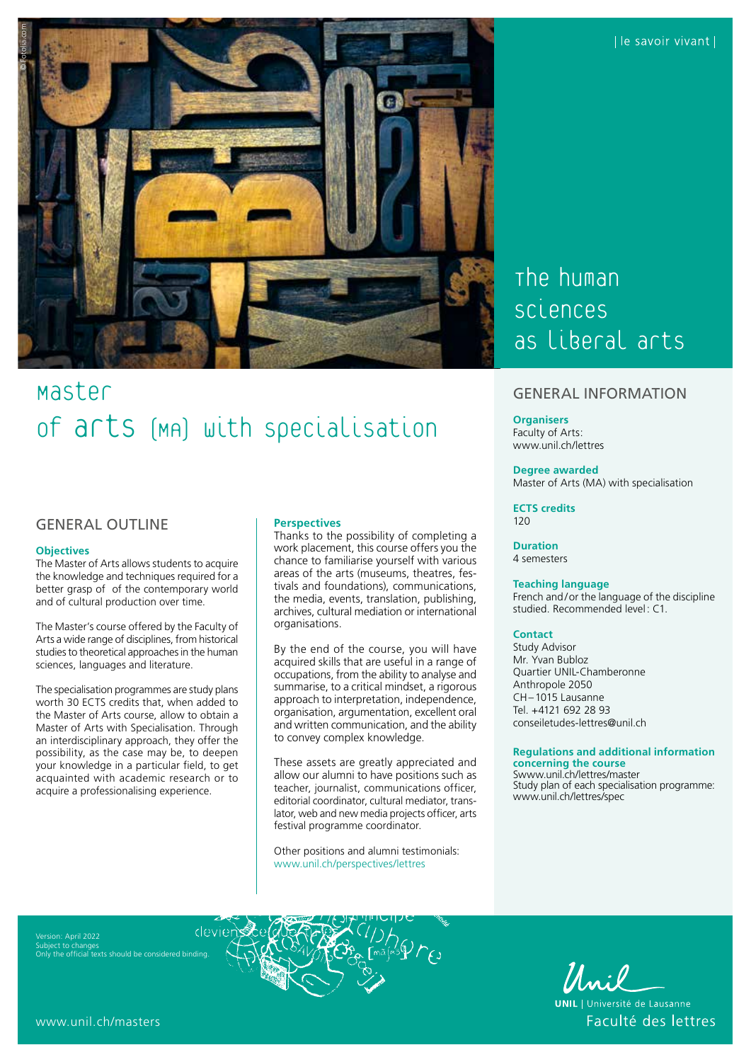| le savoir vivant |

# The human sciences as liberal arts

# Master of arts (MA) with specialisation

## GENERAL OUTLINE

**Objectives**

The Master of Arts allows students to acquire the knowledge and techniques required for a better grasp of of the contemporary world and of cultural production over time.

The Master's course offered by the Faculty of Arts a wide range of disciplines, from historical studies to theoretical approaches in the human sciences, languages and literature.

The specialisation programmes are study plans worth 30 ECTS credits that, when added to the Master of Arts course, allow to obtain a Master of Arts with Specialisation. Through an interdisciplinary approach, they offer the possibility, as the case may be, to deepen your knowledge in a particular field, to get acquainted with academic research or to acquire a professionalising experience.

**Perspectives**

Thanks to the possibility of completing a work placement, this course offers you the chance to familiarise yourself with various areas of the arts (museums, theatres, festivals and foundations), communications, the media, events, translation, publishing, archives, cultural mediation or international organisations.

By the end of the course, you will have acquired skills that are useful in a range of occupations, from the ability to analyse and summarise, to a critical mindset, a rigorous approach to interpretation, independence, organisation, argumentation, excellent oral and written communication, and the ability to convey complex knowledge.

These assets are greatly appreciated and allow our alumni to have positions such as teacher, journalist, communications officer, editorial coordinator, cultural mediator, translator, web and new media projects officer, arts festival programme coordinator.

Other positions and alumni testimonials:
www.unil.ch/perspectives/lettres

## GENERAL INFORMATION

**Organisers**
Faculty of Arts:
www.unil.ch/lettres

**Degree awarded**
Master of Arts (MA) with specialisation

**ECTS credits**
120

**Duration**
4 semesters

**Teaching language**
French and/or the language of the discipline studied. Recommended level: C1.

**Contact**
Study Advisor
Mr. Yvan Bubloz
Quartier UNIL-Chamberonne
Anthropole 2050
CH–1015 Lausanne
Tel. +4121 692 28 93
conseiletudes-lettres@unil.ch

**Regulations and additional information concerning the course**
Swww.unil.ch/lettres/master
Study plan of each specialisation programme:
www.unil.ch/lettres/spec

Version: April 2022
Subject to changes
Only the official texts should be considered binding.

www.unil.ch/masters

UNIL | Université de Lausanne
Faculté des lettres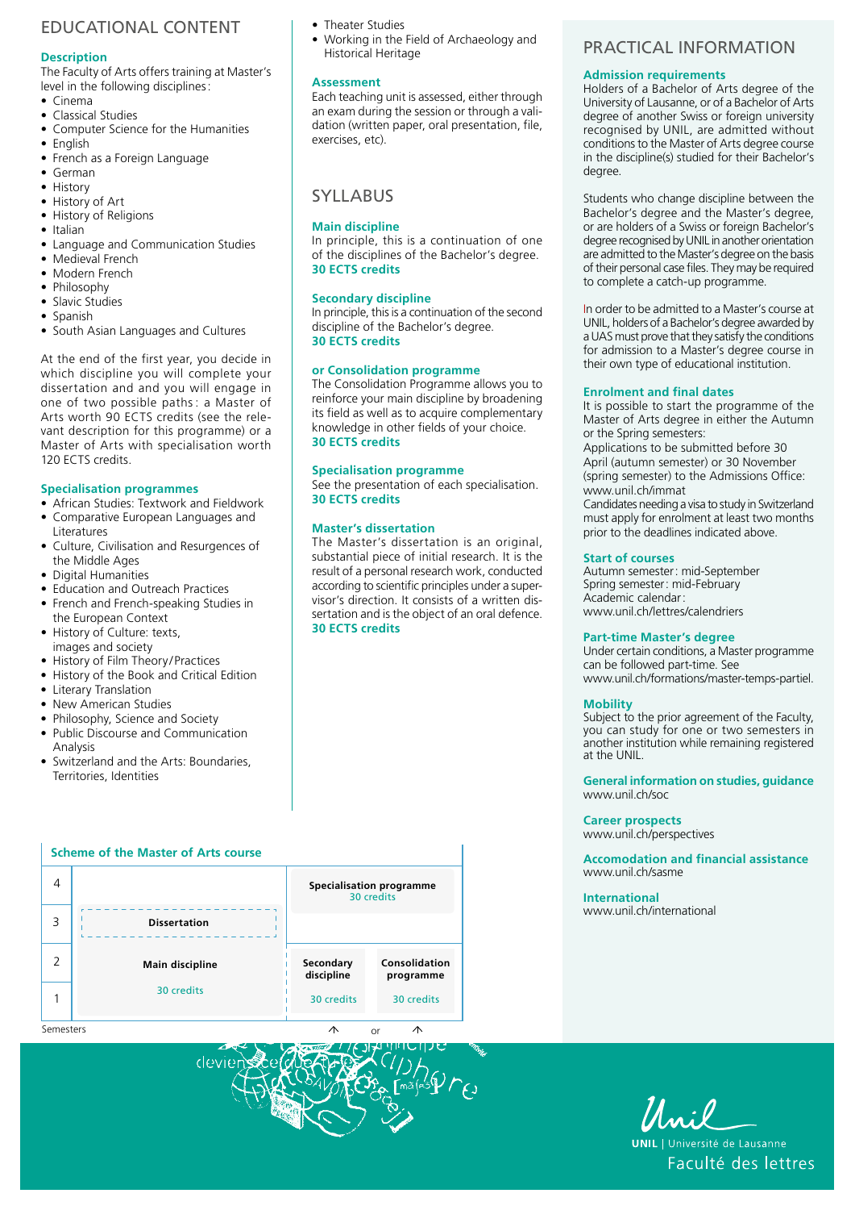## EDUCATIONAL CONTENT

### Description

The Faculty of Arts offers training at Master's level in the following disciplines:

- Cinema
- Classical Studies
- Computer Science for the Humanities
- English
- French as a Foreign Language
- German
- History
- History of Art
- History of Religions
- Italian
- Language and Communication Studies
- Medieval French
- Modern French
- Philosophy
- Slavic Studies
- Spanish
- South Asian Languages and Cultures
- Theater Studies
- Working in the Field of Archaeology and Historical Heritage

At the end of the first year, you decide in which discipline you will complete your dissertation and and you will engage in one of two possible paths: a Master of Arts worth 90 ECTS credits (see the relevant description for this programme) or a Master of Arts with specialisation worth 120 ECTS credits.

### Specialisation programmes

- African Studies: Textwork and Fieldwork
- Comparative European Languages and Literatures
- Culture, Civilisation and Resurgences of the Middle Ages
- Digital Humanities
- Education and Outreach Practices
- French and French-speaking Studies in the European Context
- History of Culture: texts, images and society
- History of Film Theory/Practices
- History of the Book and Critical Edition
- Literary Translation
- New American Studies
- Philosophy, Science and Society
- Public Discourse and Communication Analysis
- Switzerland and the Arts: Boundaries, Territories, Identities

### Assessment

Each teaching unit is assessed, either through an exam during the session or through a validation (written paper, oral presentation, file, exercises, etc).

## SYLLABUS

### Main discipline

In principle, this is a continuation of one of the disciplines of the Bachelor's degree.
**30 ECTS credits**

### Secondary discipline

In principle, this is a continuation of the second discipline of the Bachelor's degree.
**30 ECTS credits**

### or Consolidation programme

The Consolidation Programme allows you to reinforce your main discipline by broadening its field as well as to acquire complementary knowledge in other fields of your choice.
**30 ECTS credits**

### Specialisation programme

See the presentation of each specialisation.
**30 ECTS credits**

### Master's dissertation

The Master's dissertation is an original, substantial piece of initial research. It is the result of a personal research work, conducted according to scientific principles under a supervisor's direction. It consists of a written dissertation and is the object of an oral defence.
**30 ECTS credits**

### Scheme of the Master of Arts course

| Semesters | | | |
|---|---|---|---|
| 4 | | Specialisation programme 30 credits | |
| 3 | Dissertation | | |
| 2 | Main discipline | Secondary discipline | Consolidation programme |
| 1 | 30 credits | 30 credits | 30 credits |

Secondary discipline or Consolidation programme

## PRACTICAL INFORMATION

### Admission requirements

Holders of a Bachelor of Arts degree of the University of Lausanne, or of a Bachelor of Arts degree of another Swiss or foreign university recognised by UNIL, are admitted without conditions to the Master of Arts degree course in the discipline(s) studied for their Bachelor's degree.

Students who change discipline between the Bachelor's degree and the Master's degree, or are holders of a Swiss or foreign Bachelor's degree recognised by UNIL in another orientation are admitted to the Master's degree on the basis of their personal case files. They may be required to complete a catch-up programme.

In order to be admitted to a Master's course at UNIL, holders of a Bachelor's degree awarded by a UAS must prove that they satisfy the conditions for admission to a Master's degree course in their own type of educational institution.

### Enrolment and final dates

It is possible to start the programme of the Master of Arts degree in either the Autumn or the Spring semesters:
Applications to be submitted before 30 April (autumn semester) or 30 November (spring semester) to the Admissions Office: www.unil.ch/immat
Candidates needing a visa to study in Switzerland must apply for enrolment at least two months prior to the deadlines indicated above.

### Start of courses

Autumn semester: mid-September
Spring semester: mid-February
Academic calendar: www.unil.ch/lettres/calendriers

### Part-time Master's degree

Under certain conditions, a Master programme can be followed part-time. See www.unil.ch/formations/master-temps-partiel.

### Mobility

Subject to the prior agreement of the Faculty, you can study for one or two semesters in another institution while remaining registered at the UNIL.

### General information on studies, guidance

www.unil.ch/soc

### Career prospects

www.unil.ch/perspectives

### Accomodation and financial assistance

www.unil.ch/sasme

### International

www.unil.ch/international

UNIL | Université de Lausanne
Faculté des lettres